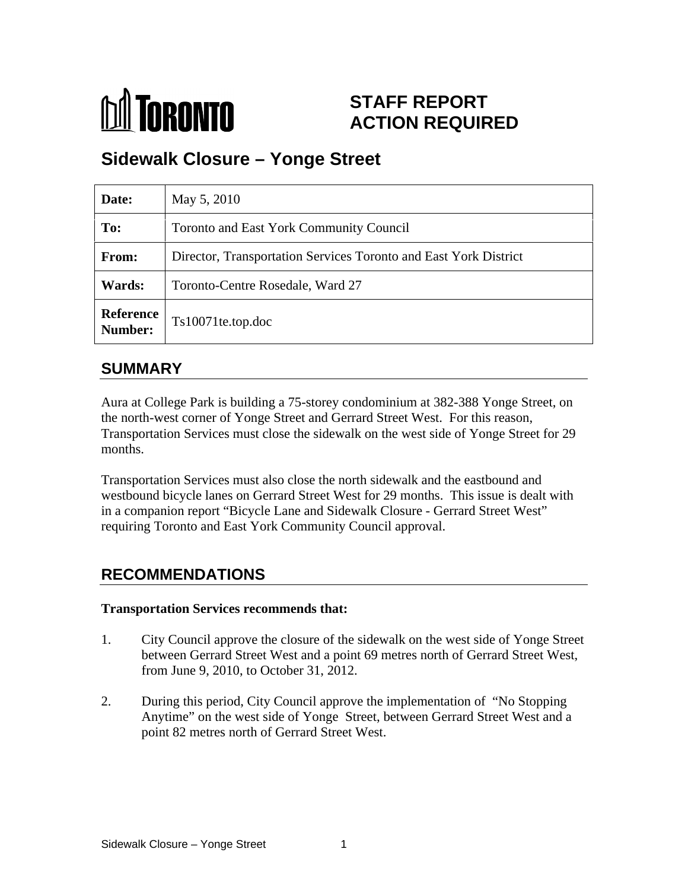**TORONTO**

# STAFF REPORT ACTION REQUIRED

# Sidewalk Closure – Yonge Street

| | |
|---|---|
| **Date:** | May 5, 2010 |
| **To:** | Toronto and East York Community Council |
| **From:** | Director, Transportation Services Toronto and East York District |
| **Wards:** | Toronto-Centre Rosedale, Ward 27 |
| **Reference Number:** | Ts10071te.top.doc |

## SUMMARY

Aura at College Park is building a 75-storey condominium at 382-388 Yonge Street, on the north-west corner of Yonge Street and Gerrard Street West. For this reason, Transportation Services must close the sidewalk on the west side of Yonge Street for 29 months.

Transportation Services must also close the north sidewalk and the eastbound and westbound bicycle lanes on Gerrard Street West for 29 months. This issue is dealt with in a companion report "Bicycle Lane and Sidewalk Closure - Gerrard Street West" requiring Toronto and East York Community Council approval.

## RECOMMENDATIONS

**Transportation Services recommends that:**

1. City Council approve the closure of the sidewalk on the west side of Yonge Street between Gerrard Street West and a point 69 metres north of Gerrard Street West, from June 9, 2010, to October 31, 2012.

2. During this period, City Council approve the implementation of "No Stopping Anytime" on the west side of Yonge Street, between Gerrard Street West and a point 82 metres north of Gerrard Street West.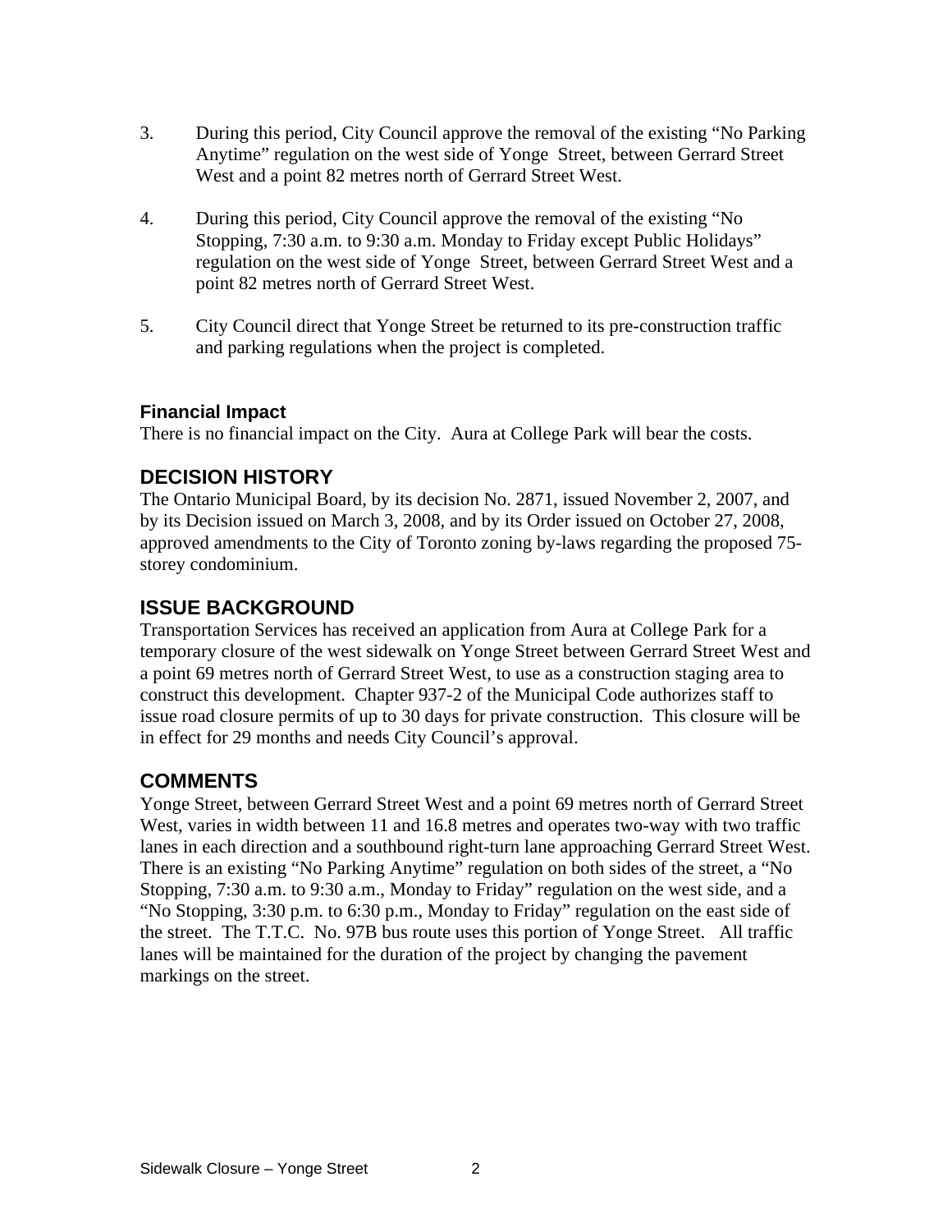3. During this period, City Council approve the removal of the existing "No Parking Anytime" regulation on the west side of Yonge Street, between Gerrard Street West and a point 82 metres north of Gerrard Street West.

4. During this period, City Council approve the removal of the existing "No Stopping, 7:30 a.m. to 9:30 a.m. Monday to Friday except Public Holidays" regulation on the west side of Yonge Street, between Gerrard Street West and a point 82 metres north of Gerrard Street West.

5. City Council direct that Yonge Street be returned to its pre-construction traffic and parking regulations when the project is completed.

### Financial Impact

There is no financial impact on the City. Aura at College Park will bear the costs.

## DECISION HISTORY

The Ontario Municipal Board, by its decision No. 2871, issued November 2, 2007, and by its Decision issued on March 3, 2008, and by its Order issued on October 27, 2008, approved amendments to the City of Toronto zoning by-laws regarding the proposed 75-storey condominium.

## ISSUE BACKGROUND

Transportation Services has received an application from Aura at College Park for a temporary closure of the west sidewalk on Yonge Street between Gerrard Street West and a point 69 metres north of Gerrard Street West, to use as a construction staging area to construct this development. Chapter 937-2 of the Municipal Code authorizes staff to issue road closure permits of up to 30 days for private construction. This closure will be in effect for 29 months and needs City Council's approval.

## COMMENTS

Yonge Street, between Gerrard Street West and a point 69 metres north of Gerrard Street West, varies in width between 11 and 16.8 metres and operates two-way with two traffic lanes in each direction and a southbound right-turn lane approaching Gerrard Street West. There is an existing "No Parking Anytime" regulation on both sides of the street, a "No Stopping, 7:30 a.m. to 9:30 a.m., Monday to Friday" regulation on the west side, and a "No Stopping, 3:30 p.m. to 6:30 p.m., Monday to Friday" regulation on the east side of the street. The T.T.C. No. 97B bus route uses this portion of Yonge Street. All traffic lanes will be maintained for the duration of the project by changing the pavement markings on the street.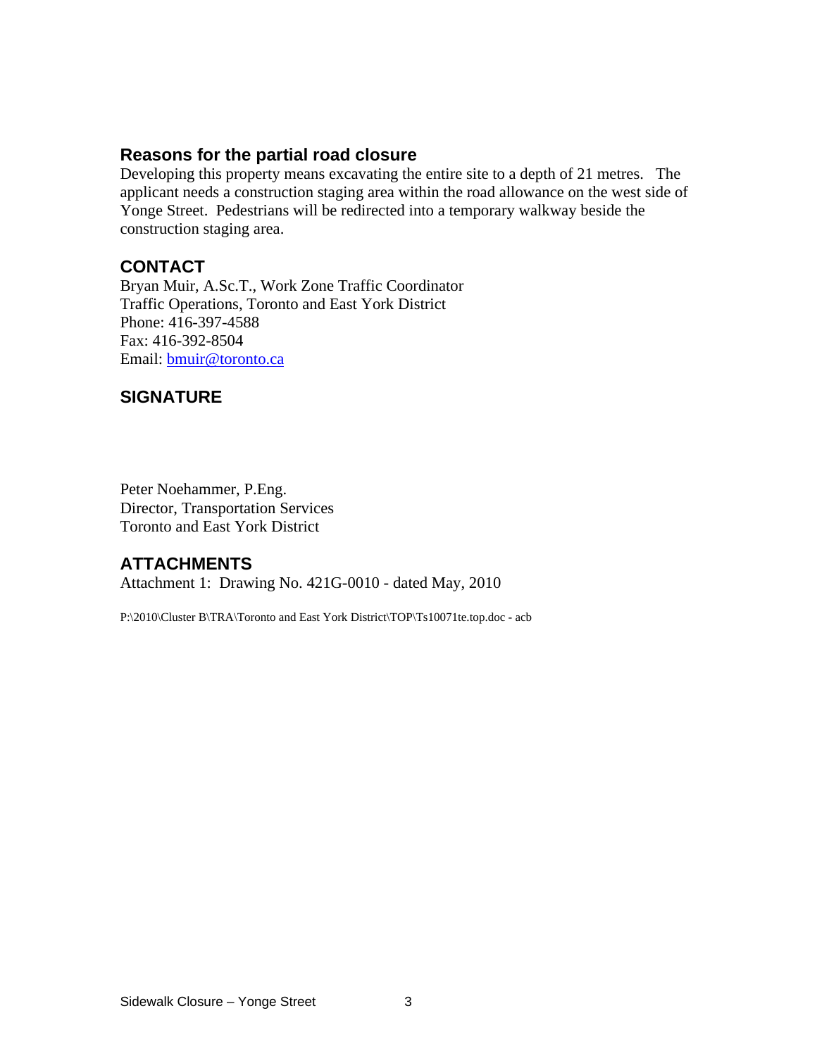## Reasons for the partial road closure

Developing this property means excavating the entire site to a depth of 21 metres. The applicant needs a construction staging area within the road allowance on the west side of Yonge Street. Pedestrians will be redirected into a temporary walkway beside the construction staging area.

## CONTACT

Bryan Muir, A.Sc.T., Work Zone Traffic Coordinator
Traffic Operations, Toronto and East York District
Phone: 416-397-4588
Fax: 416-392-8504
Email: bmuir@toronto.ca

## SIGNATURE

Peter Noehammer, P.Eng.
Director, Transportation Services
Toronto and East York District

## ATTACHMENTS

Attachment 1: Drawing No. 421G-0010 - dated May, 2010

P:\2010\Cluster B\TRA\Toronto and East York District\TOP\Ts10071te.top.doc - acb